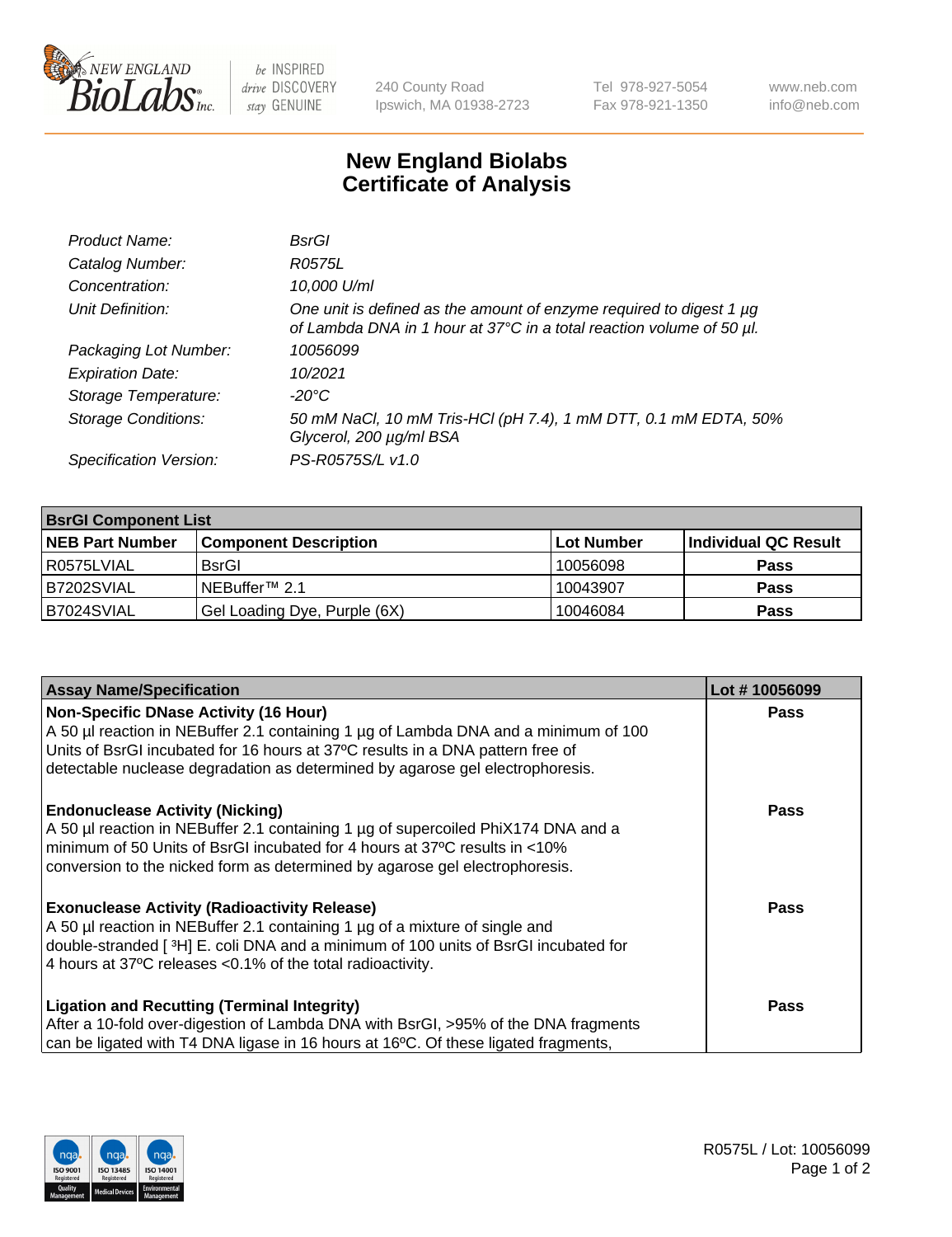# New England Biolabs Certificate of Analysis

| | |
|---|---|
| *Product Name:* | *BsrGI* |
| *Catalog Number:* | *R0575L* |
| *Concentration:* | *10,000 U/ml* |
| *Unit Definition:* | *One unit is defined as the amount of enzyme required to digest 1 µg of Lambda DNA in 1 hour at 37°C in a total reaction volume of 50 µl.* |
| *Packaging Lot Number:* | *10056099* |
| *Expiration Date:* | *10/2021* |
| *Storage Temperature:* | *-20°C* |
| *Storage Conditions:* | *50 mM NaCl, 10 mM Tris-HCl (pH 7.4), 1 mM DTT, 0.1 mM EDTA, 50% Glycerol, 200 µg/ml BSA* |
| *Specification Version:* | *PS-R0575S/L v1.0* |

| **BsrGI Component List** | | | |
|---|---|---|---|
| **NEB Part Number** | **Component Description** | **Lot Number** | **Individual QC Result** |
| R0575LVIAL | BsrGI | 10056098 | **Pass** |
| B7202SVIAL | NEBuffer™ 2.1 | 10043907 | **Pass** |
| B7024SVIAL | Gel Loading Dye, Purple (6X) | 10046084 | **Pass** |

| **Assay Name/Specification** | **Lot # 10056099** |
|---|---|
| **Non-Specific DNase Activity (16 Hour)**<br>A 50 µl reaction in NEBuffer 2.1 containing 1 µg of Lambda DNA and a minimum of 100 Units of BsrGI incubated for 16 hours at 37ºC results in a DNA pattern free of detectable nuclease degradation as determined by agarose gel electrophoresis. | **Pass** |
| **Endonuclease Activity (Nicking)**<br>A 50 µl reaction in NEBuffer 2.1 containing 1 µg of supercoiled PhiX174 DNA and a minimum of 50 Units of BsrGI incubated for 4 hours at 37ºC results in <10% conversion to the nicked form as determined by agarose gel electrophoresis. | **Pass** |
| **Exonuclease Activity (Radioactivity Release)**<br>A 50 µl reaction in NEBuffer 2.1 containing 1 µg of a mixture of single and double-stranded [ $^3$H] E. coli DNA and a minimum of 100 units of BsrGI incubated for 4 hours at 37ºC releases <0.1% of the total radioactivity. | **Pass** |
| **Ligation and Recutting (Terminal Integrity)**<br>After a 10-fold over-digestion of Lambda DNA with BsrGI, >95% of the DNA fragments can be ligated with T4 DNA ligase in 16 hours at 16ºC. Of these ligated fragments, | **Pass** |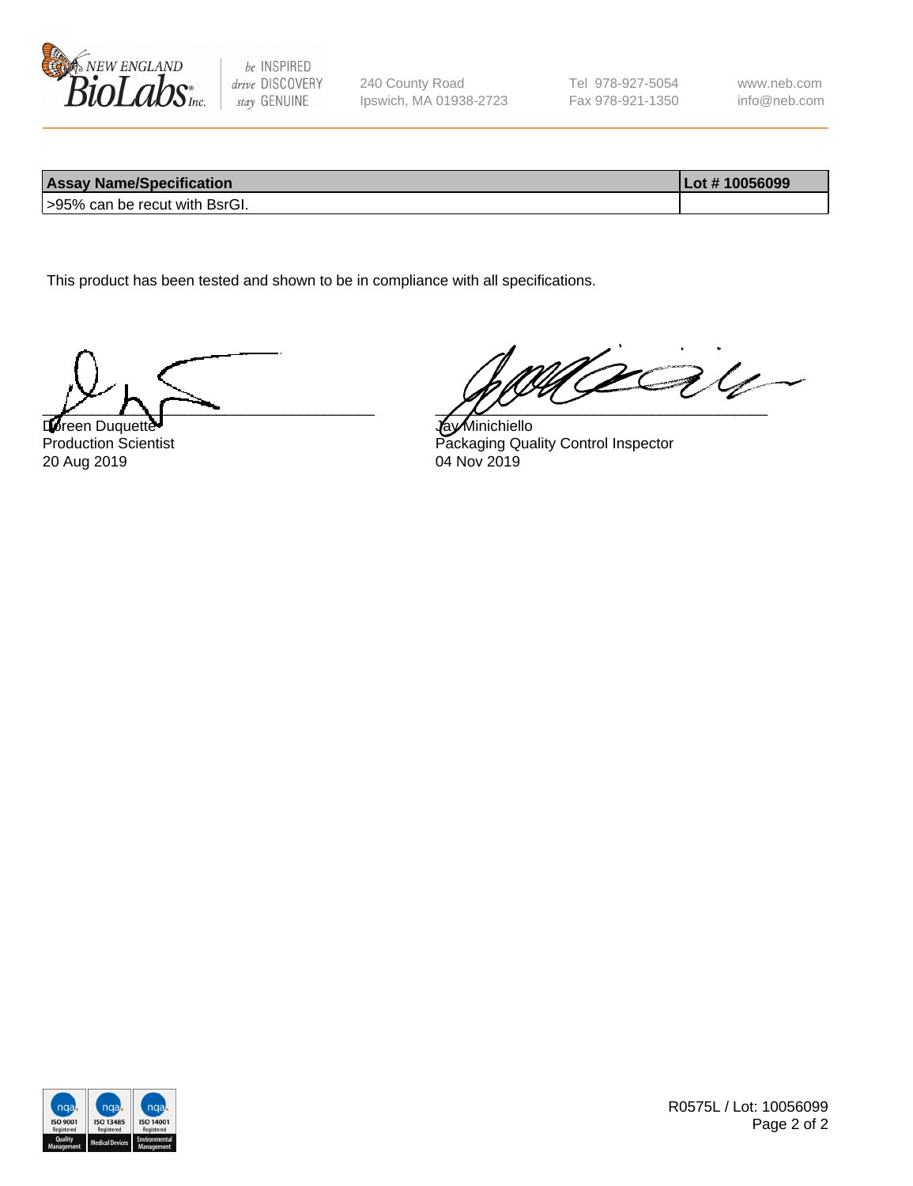| Assay Name/Specification | Lot # 10056099 |
|---|---|
| >95% can be recut with BsrGI. | |

This product has been tested and shown to be in compliance with all specifications.

Doreen Duquette
Production Scientist
20 Aug 2019

Jay Minichiello
Packaging Quality Control Inspector
04 Nov 2019

R0575L / Lot: 10056099